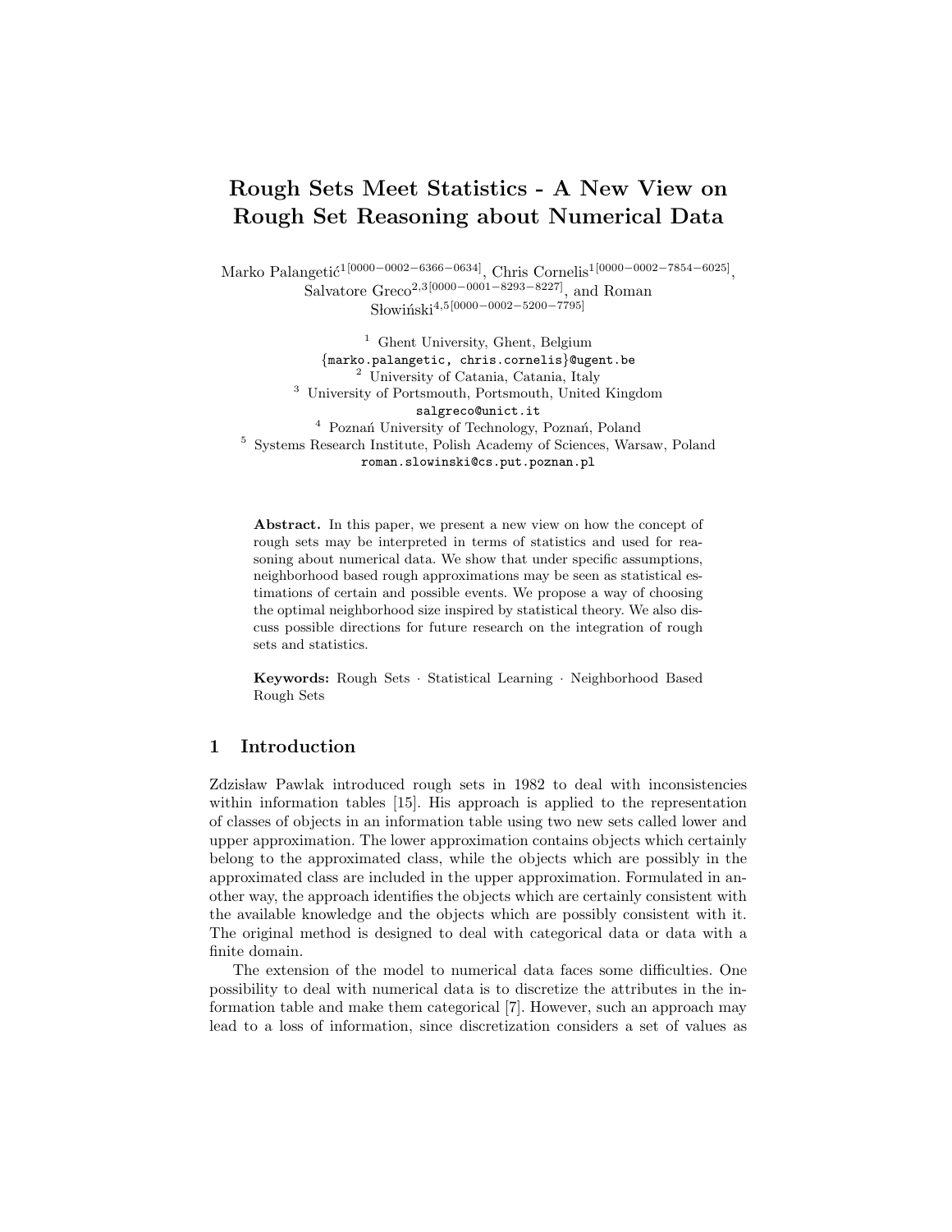# Rough Sets Meet Statistics - A New View on Rough Set Reasoning about Numerical Data

Marko Palangetić[1[0000−0002−6366−0634]], Chris Cornelis[1[0000−0002−7854−6025]], Salvatore Greco[2,3[0000−0001−8293−8227]], and Roman Słowiński[4,5[0000−0002−5200−7795]]

[1] Ghent University, Ghent, Belgium
{marko.palangetic, chris.cornelis}@ugent.be
[2] University of Catania, Catania, Italy
[3] University of Portsmouth, Portsmouth, United Kingdom
salgreco@unict.it
[4] Poznań University of Technology, Poznań, Poland
[5] Systems Research Institute, Polish Academy of Sciences, Warsaw, Poland
roman.slowinski@cs.put.poznan.pl

**Abstract.** In this paper, we present a new view on how the concept of rough sets may be interpreted in terms of statistics and used for reasoning about numerical data. We show that under specific assumptions, neighborhood based rough approximations may be seen as statistical estimations of certain and possible events. We propose a way of choosing the optimal neighborhood size inspired by statistical theory. We also discuss possible directions for future research on the integration of rough sets and statistics.

**Keywords:** Rough Sets · Statistical Learning · Neighborhood Based Rough Sets

## 1 Introduction

Zdzisław Pawlak introduced rough sets in 1982 to deal with inconsistencies within information tables [15]. His approach is applied to the representation of classes of objects in an information table using two new sets called lower and upper approximation. The lower approximation contains objects which certainly belong to the approximated class, while the objects which are possibly in the approximated class are included in the upper approximation. Formulated in another way, the approach identifies the objects which are certainly consistent with the available knowledge and the objects which are possibly consistent with it. The original method is designed to deal with categorical data or data with a finite domain.

The extension of the model to numerical data faces some difficulties. One possibility to deal with numerical data is to discretize the attributes in the information table and make them categorical [7]. However, such an approach may lead to a loss of information, since discretization considers a set of values as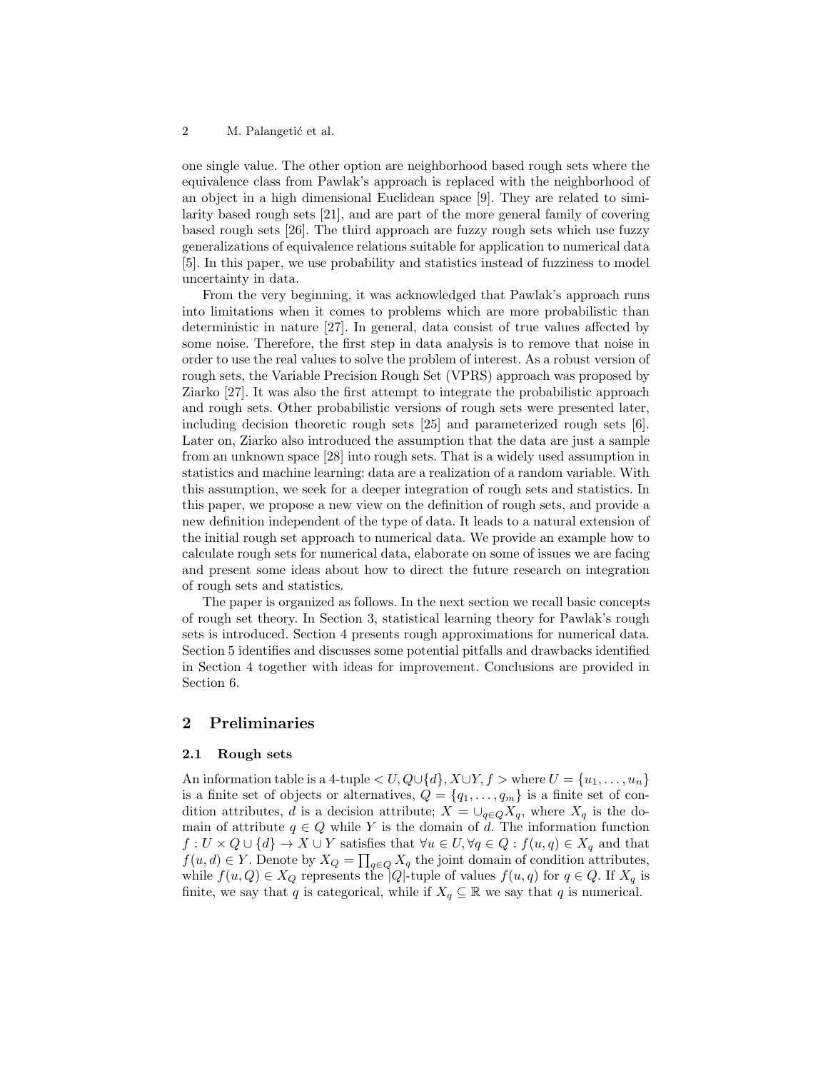one single value. The other option are neighborhood based rough sets where the equivalence class from Pawlak's approach is replaced with the neighborhood of an object in a high dimensional Euclidean space [9]. They are related to similarity based rough sets [21], and are part of the more general family of covering based rough sets [26]. The third approach are fuzzy rough sets which use fuzzy generalizations of equivalence relations suitable for application to numerical data [5]. In this paper, we use probability and statistics instead of fuzziness to model uncertainty in data.

From the very beginning, it was acknowledged that Pawlak's approach runs into limitations when it comes to problems which are more probabilistic than deterministic in nature [27]. In general, data consist of true values affected by some noise. Therefore, the first step in data analysis is to remove that noise in order to use the real values to solve the problem of interest. As a robust version of rough sets, the Variable Precision Rough Set (VPRS) approach was proposed by Ziarko [27]. It was also the first attempt to integrate the probabilistic approach and rough sets. Other probabilistic versions of rough sets were presented later, including decision theoretic rough sets [25] and parameterized rough sets [6]. Later on, Ziarko also introduced the assumption that the data are just a sample from an unknown space [28] into rough sets. That is a widely used assumption in statistics and machine learning: data are a realization of a random variable. With this assumption, we seek for a deeper integration of rough sets and statistics. In this paper, we propose a new view on the definition of rough sets, and provide a new definition independent of the type of data. It leads to a natural extension of the initial rough set approach to numerical data. We provide an example how to calculate rough sets for numerical data, elaborate on some of issues we are facing and present some ideas about how to direct the future research on integration of rough sets and statistics.

The paper is organized as follows. In the next section we recall basic concepts of rough set theory. In Section 3, statistical learning theory for Pawlak's rough sets is introduced. Section 4 presents rough approximations for numerical data. Section 5 identifies and discusses some potential pitfalls and drawbacks identified in Section 4 together with ideas for improvement. Conclusions are provided in Section 6.

## 2 Preliminaries

### 2.1 Rough sets

An information table is a 4-tuple $< U, Q \cup \{d\}, X \cup Y, f >$ where $U = \{u_1, \dots, u_n\}$ is a finite set of objects or alternatives, $Q = \{q_1, \dots, q_m\}$ is a finite set of condition attributes, $d$ is a decision attribute; $X = \cup_{q \in Q} X_q$, where $X_q$ is the domain of attribute $q \in Q$ while $Y$ is the domain of $d$. The information function $f : U \times Q \cup \{d\} \rightarrow X \cup Y$ satisfies that $\forall u \in U, \forall q \in Q : f(u, q) \in X_q$ and that $f(u, d) \in Y$. Denote by $X_Q = \prod_{q \in Q} X_q$ the joint domain of condition attributes, while $f(u, Q) \in X_Q$ represents the $|Q|$-tuple of values $f(u, q)$ for $q \in Q$. If $X_q$ is finite, we say that $q$ is categorical, while if $X_q \subseteq \mathbb{R}$ we say that $q$ is numerical.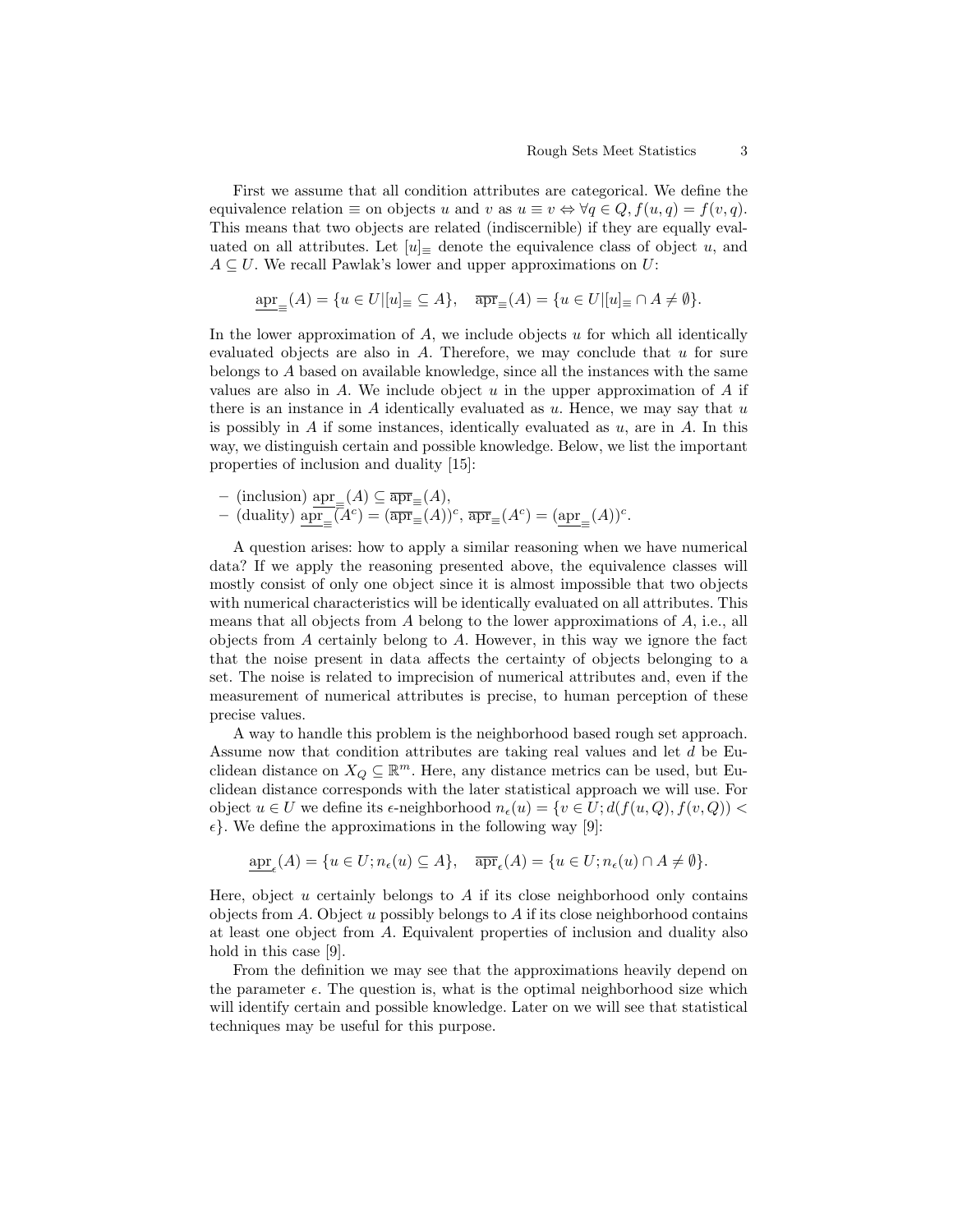First we assume that all condition attributes are categorical. We define the equivalence relation $\equiv$ on objects $u$ and $v$ as $u \equiv v \Leftrightarrow \forall q \in Q, f(u,q) = f(v,q)$. This means that two objects are related (indiscernible) if they are equally evaluated on all attributes. Let $[u]_{\equiv}$ denote the equivalence class of object $u$, and $A \subseteq U$. We recall Pawlak's lower and upper approximations on $U$:

$$\underline{\mathrm{apr}}_{\equiv}(A) = \{u \in U | [u]_{\equiv} \subseteq A\}, \quad \overline{\mathrm{apr}}_{\equiv}(A) = \{u \in U | [u]_{\equiv} \cap A \neq \emptyset\}.$$

In the lower approximation of $A$, we include objects $u$ for which all identically evaluated objects are also in $A$. Therefore, we may conclude that $u$ for sure belongs to $A$ based on available knowledge, since all the instances with the same values are also in $A$. We include object $u$ in the upper approximation of $A$ if there is an instance in $A$ identically evaluated as $u$. Hence, we may say that $u$ is possibly in $A$ if some instances, identically evaluated as $u$, are in $A$. In this way, we distinguish certain and possible knowledge. Below, we list the important properties of inclusion and duality [15]:

- (inclusion) $\underline{\mathrm{apr}}_{\equiv}(A) \subseteq \overline{\mathrm{apr}}_{\equiv}(A)$,
- (duality) $\underline{\mathrm{apr}}_{\equiv}(A^c) = (\overline{\mathrm{apr}}_{\equiv}(A))^c$, $\overline{\mathrm{apr}}_{\equiv}(A^c) = (\underline{\mathrm{apr}}_{\equiv}(A))^c$.

A question arises: how to apply a similar reasoning when we have numerical data? If we apply the reasoning presented above, the equivalence classes will mostly consist of only one object since it is almost impossible that two objects with numerical characteristics will be identically evaluated on all attributes. This means that all objects from $A$ belong to the lower approximations of $A$, i.e., all objects from $A$ certainly belong to $A$. However, in this way we ignore the fact that the noise present in data affects the certainty of objects belonging to a set. The noise is related to imprecision of numerical attributes and, even if the measurement of numerical attributes is precise, to human perception of these precise values.

A way to handle this problem is the neighborhood based rough set approach. Assume now that condition attributes are taking real values and let $d$ be Euclidean distance on $X_Q \subseteq \mathbb{R}^m$. Here, any distance metrics can be used, but Euclidean distance corresponds with the later statistical approach we will use. For object $u \in U$ we define its $\epsilon$-neighborhood $n_\epsilon(u) = \{v \in U; d(f(u,Q), f(v,Q)) < \epsilon\}$. We define the approximations in the following way [9]:

$$\underline{\mathrm{apr}}_{\epsilon}(A) = \{u \in U; n_\epsilon(u) \subseteq A\}, \quad \overline{\mathrm{apr}}_{\epsilon}(A) = \{u \in U; n_\epsilon(u) \cap A \neq \emptyset\}.$$

Here, object $u$ certainly belongs to $A$ if its close neighborhood only contains objects from $A$. Object $u$ possibly belongs to $A$ if its close neighborhood contains at least one object from $A$. Equivalent properties of inclusion and duality also hold in this case [9].

From the definition we may see that the approximations heavily depend on the parameter $\epsilon$. The question is, what is the optimal neighborhood size which will identify certain and possible knowledge. Later on we will see that statistical techniques may be useful for this purpose.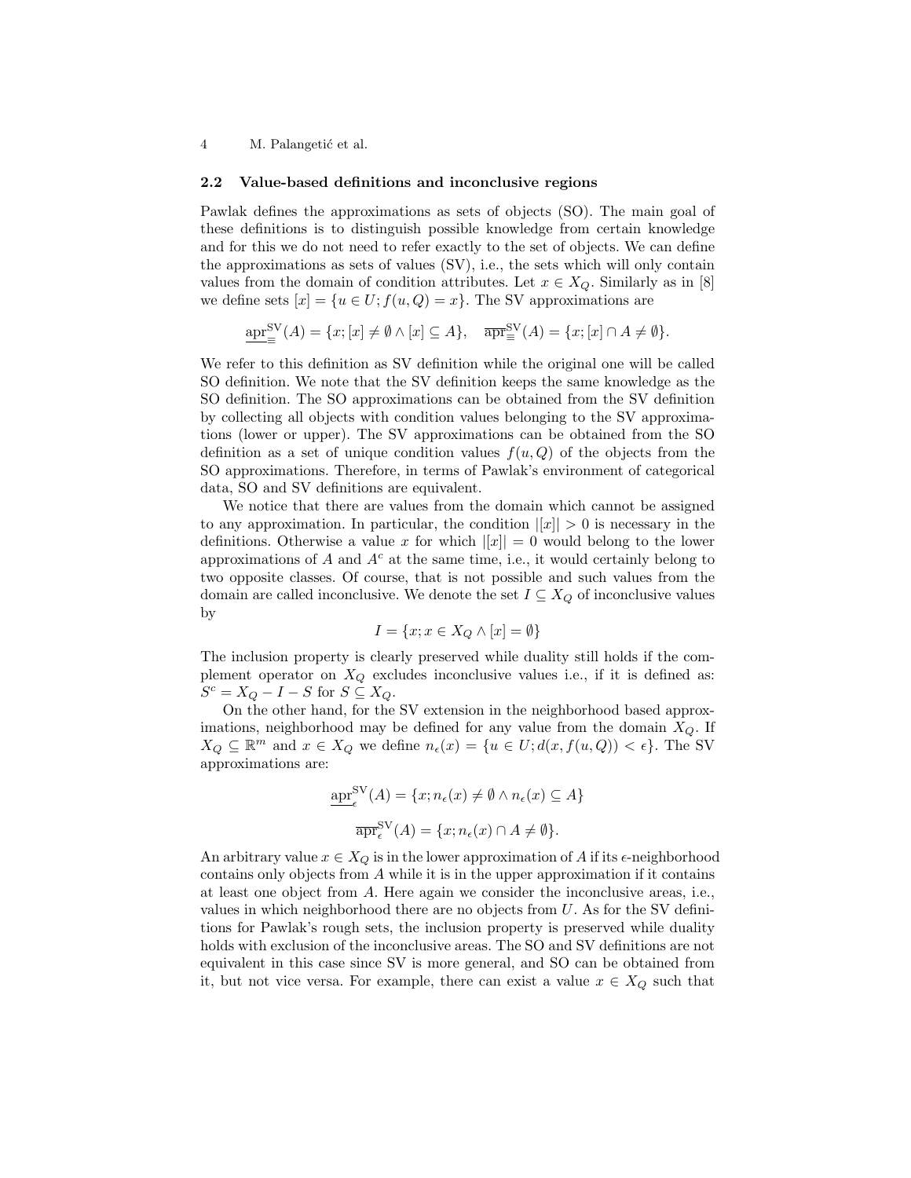### 2.2 Value-based definitions and inconclusive regions

Pawlak defines the approximations as sets of objects (SO). The main goal of these definitions is to distinguish possible knowledge from certain knowledge and for this we do not need to refer exactly to the set of objects. We can define the approximations as sets of values (SV), i.e., the sets which will only contain values from the domain of condition attributes. Let $x \in X_Q$. Similarly as in [8] we define sets $[x] = \{u \in U; f(u, Q) = x\}$. The SV approximations are

$$\underline{\text{apr}}^{\text{SV}}_{\equiv}(A) = \{x; [x] \neq \emptyset \wedge [x] \subseteq A\}, \quad \overline{\text{apr}}^{\text{SV}}_{\equiv}(A) = \{x; [x] \cap A \neq \emptyset\}.$$

We refer to this definition as SV definition while the original one will be called SO definition. We note that the SV definition keeps the same knowledge as the SO definition. The SO approximations can be obtained from the SV definition by collecting all objects with condition values belonging to the SV approximations (lower or upper). The SV approximations can be obtained from the SO definition as a set of unique condition values $f(u, Q)$ of the objects from the SO approximations. Therefore, in terms of Pawlak's environment of categorical data, SO and SV definitions are equivalent.

We notice that there are values from the domain which cannot be assigned to any approximation. In particular, the condition $|[x]| > 0$ is necessary in the definitions. Otherwise a value $x$ for which $|[x]| = 0$ would belong to the lower approximations of $A$ and $A^c$ at the same time, i.e., it would certainly belong to two opposite classes. Of course, that is not possible and such values from the domain are called inconclusive. We denote the set $I \subseteq X_Q$ of inconclusive values by

$$I = \{x; x \in X_Q \wedge [x] = \emptyset\}$$

The inclusion property is clearly preserved while duality still holds if the complement operator on $X_Q$ excludes inconclusive values i.e., if it is defined as: $S^c = X_Q - I - S$ for $S \subseteq X_Q$.

On the other hand, for the SV extension in the neighborhood based approximations, neighborhood may be defined for any value from the domain $X_Q$. If $X_Q \subseteq \mathbb{R}^m$ and $x \in X_Q$ we define $n_\epsilon(x) = \{u \in U; d(x, f(u, Q)) < \epsilon\}$. The SV approximations are:

$$\underline{\text{apr}}^{\text{SV}}_{\epsilon}(A) = \{x; n_\epsilon(x) \neq \emptyset \wedge n_\epsilon(x) \subseteq A\}$$

$$\overline{\text{apr}}^{\text{SV}}_{\epsilon}(A) = \{x; n_\epsilon(x) \cap A \neq \emptyset\}.$$

An arbitrary value $x \in X_Q$ is in the lower approximation of $A$ if its $\epsilon$-neighborhood contains only objects from $A$ while it is in the upper approximation if it contains at least one object from $A$. Here again we consider the inconclusive areas, i.e., values in which neighborhood there are no objects from $U$. As for the SV definitions for Pawlak's rough sets, the inclusion property is preserved while duality holds with exclusion of the inconclusive areas. The SO and SV definitions are not equivalent in this case since SV is more general, and SO can be obtained from it, but not vice versa. For example, there can exist a value $x \in X_Q$ such that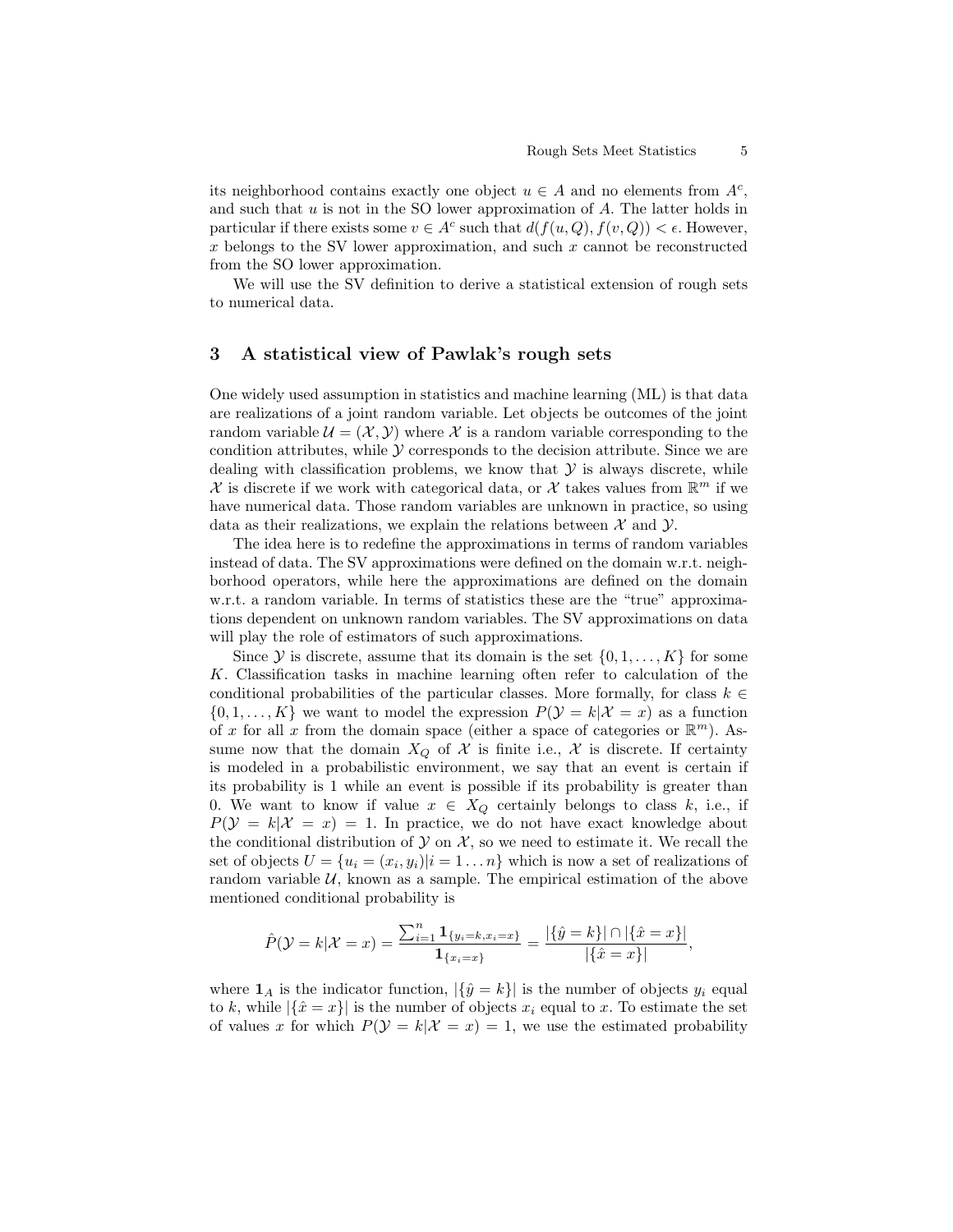its neighborhood contains exactly one object $u \in A$ and no elements from $A^c$, and such that $u$ is not in the SO lower approximation of $A$. The latter holds in particular if there exists some $v \in A^c$ such that $d(f(u,Q), f(v,Q)) < \epsilon$. However, $x$ belongs to the SV lower approximation, and such $x$ cannot be reconstructed from the SO lower approximation.

We will use the SV definition to derive a statistical extension of rough sets to numerical data.

## 3 A statistical view of Pawlak's rough sets

One widely used assumption in statistics and machine learning (ML) is that data are realizations of a joint random variable. Let objects be outcomes of the joint random variable $\mathcal{U} = (\mathcal{X}, \mathcal{Y})$ where $\mathcal{X}$ is a random variable corresponding to the condition attributes, while $\mathcal{Y}$ corresponds to the decision attribute. Since we are dealing with classification problems, we know that $\mathcal{Y}$ is always discrete, while $\mathcal{X}$ is discrete if we work with categorical data, or $\mathcal{X}$ takes values from $\mathbb{R}^m$ if we have numerical data. Those random variables are unknown in practice, so using data as their realizations, we explain the relations between $\mathcal{X}$ and $\mathcal{Y}$.

The idea here is to redefine the approximations in terms of random variables instead of data. The SV approximations were defined on the domain w.r.t. neighborhood operators, while here the approximations are defined on the domain w.r.t. a random variable. In terms of statistics these are the "true" approximations dependent on unknown random variables. The SV approximations on data will play the role of estimators of such approximations.

Since $\mathcal{Y}$ is discrete, assume that its domain is the set $\{0, 1, \ldots, K\}$ for some $K$. Classification tasks in machine learning often refer to calculation of the conditional probabilities of the particular classes. More formally, for class $k \in \{0, 1, \ldots, K\}$ we want to model the expression $P(\mathcal{Y} = k | \mathcal{X} = x)$ as a function of $x$ for all $x$ from the domain space (either a space of categories or $\mathbb{R}^m$). Assume now that the domain $X_Q$ of $\mathcal{X}$ is finite i.e., $\mathcal{X}$ is discrete. If certainty is modeled in a probabilistic environment, we say that an event is certain if its probability is 1 while an event is possible if its probability is greater than 0. We want to know if value $x \in X_Q$ certainly belongs to class $k$, i.e., if $P(\mathcal{Y} = k | \mathcal{X} = x) = 1$. In practice, we do not have exact knowledge about the conditional distribution of $\mathcal{Y}$ on $\mathcal{X}$, so we need to estimate it. We recall the set of objects $U = \{u_i = (x_i, y_i) | i = 1 \ldots n\}$ which is now a set of realizations of random variable $\mathcal{U}$, known as a sample. The empirical estimation of the above mentioned conditional probability is

$$\hat{P}(\mathcal{Y} = k | \mathcal{X} = x) = \frac{\sum_{i=1}^{n} \mathbf{1}_{\{y_i = k, x_i = x\}}}{\mathbf{1}_{\{x_i = x\}}} = \frac{|\{\hat{y} = k\}| \cap |\{\hat{x} = x\}|}{|\{\hat{x} = x\}|},$$

where $\mathbf{1}_A$ is the indicator function, $|\{\hat{y} = k\}|$ is the number of objects $y_i$ equal to $k$, while $|\{\hat{x} = x\}|$ is the number of objects $x_i$ equal to $x$. To estimate the set of values $x$ for which $P(\mathcal{Y} = k | \mathcal{X} = x) = 1$, we use the estimated probability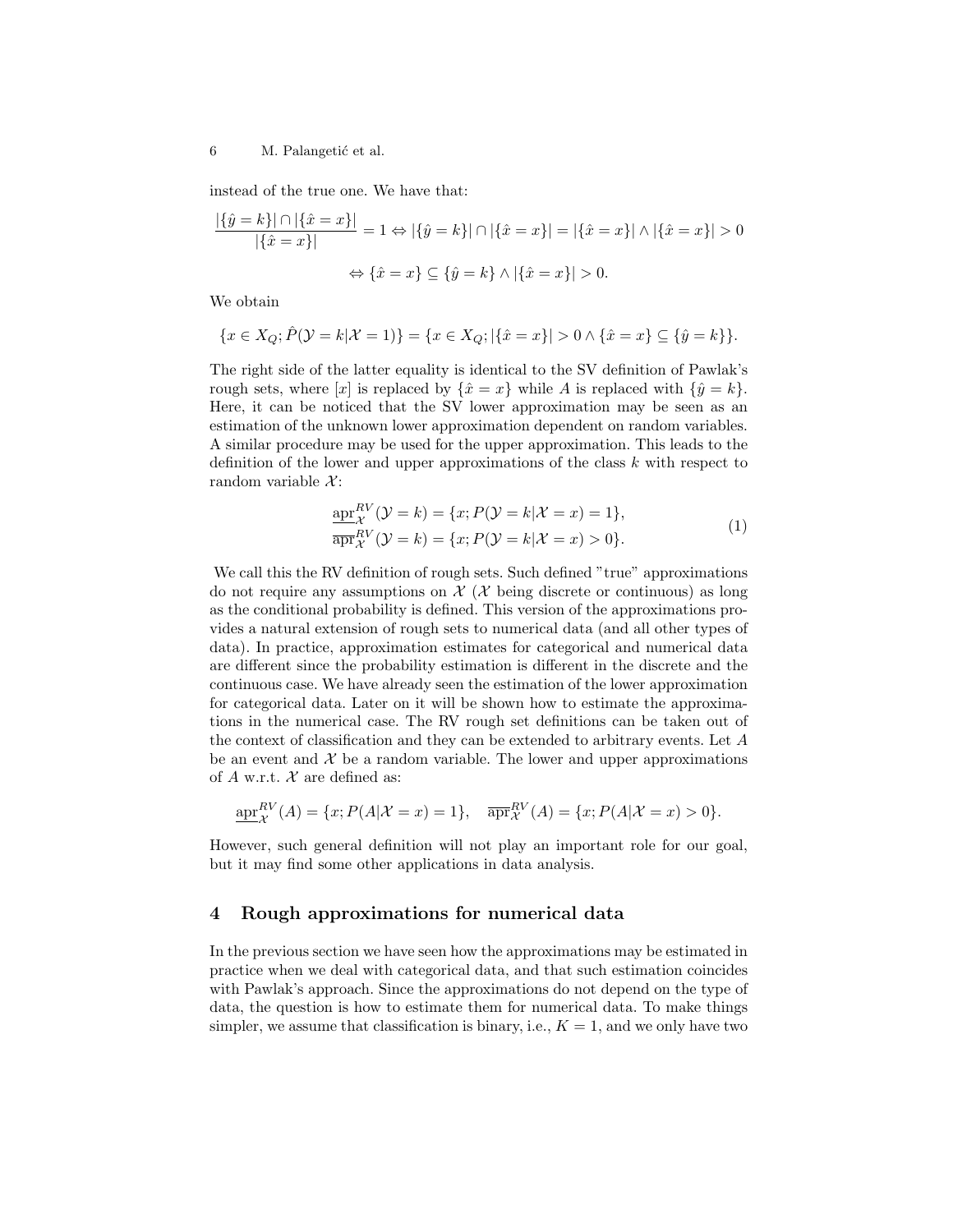instead of the true one. We have that:

$$\frac{|\{\hat{y}=k\}| \cap |\{\hat{x}=x\}|}{|\{\hat{x}=x\}|} = 1 \Leftrightarrow |\{\hat{y}=k\}| \cap |\{\hat{x}=x\}| = |\{\hat{x}=x\}| \wedge |\{\hat{x}=x\}| > 0$$

$$\Leftrightarrow \{\hat{x}=x\} \subseteq \{\hat{y}=k\} \wedge |\{\hat{x}=x\}| > 0.$$

We obtain

$$\{x \in X_Q; \hat{P}(\mathcal{Y}=k|\mathcal{X}=1)\} = \{x \in X_Q; |\{\hat{x}=x\}| > 0 \wedge \{\hat{x}=x\} \subseteq \{\hat{y}=k\}\}.$$

The right side of the latter equality is identical to the SV definition of Pawlak's rough sets, where $[x]$ is replaced by $\{\hat{x}=x\}$ while $A$ is replaced with $\{\hat{y}=k\}$. Here, it can be noticed that the SV lower approximation may be seen as an estimation of the unknown lower approximation dependent on random variables. A similar procedure may be used for the upper approximation. This leads to the definition of the lower and upper approximations of the class $k$ with respect to random variable $\mathcal{X}$:

$$\begin{aligned} \underline{\text{apr}}_{\mathcal{X}}^{RV}(\mathcal{Y}=k) &= \{x; P(\mathcal{Y}=k|\mathcal{X}=x)=1\}, \\ \overline{\text{apr}}_{\mathcal{X}}^{RV}(\mathcal{Y}=k) &= \{x; P(\mathcal{Y}=k|\mathcal{X}=x)>0\}. \end{aligned} \tag{1}$$

We call this the RV definition of rough sets. Such defined "true" approximations do not require any assumptions on $\mathcal{X}$ ($\mathcal{X}$ being discrete or continuous) as long as the conditional probability is defined. This version of the approximations provides a natural extension of rough sets to numerical data (and all other types of data). In practice, approximation estimates for categorical and numerical data are different since the probability estimation is different in the discrete and the continuous case. We have already seen the estimation of the lower approximation for categorical data. Later on it will be shown how to estimate the approximations in the numerical case. The RV rough set definitions can be taken out of the context of classification and they can be extended to arbitrary events. Let $A$ be an event and $\mathcal{X}$ be a random variable. The lower and upper approximations of $A$ w.r.t. $\mathcal{X}$ are defined as:

$$\underline{\text{apr}}_{\mathcal{X}}^{RV}(A) = \{x; P(A|\mathcal{X}=x)=1\}, \quad \overline{\text{apr}}_{\mathcal{X}}^{RV}(A) = \{x; P(A|\mathcal{X}=x)>0\}.$$

However, such general definition will not play an important role for our goal, but it may find some other applications in data analysis.

## 4 Rough approximations for numerical data

In the previous section we have seen how the approximations may be estimated in practice when we deal with categorical data, and that such estimation coincides with Pawlak's approach. Since the approximations do not depend on the type of data, the question is how to estimate them for numerical data. To make things simpler, we assume that classification is binary, i.e., $K=1$, and we only have two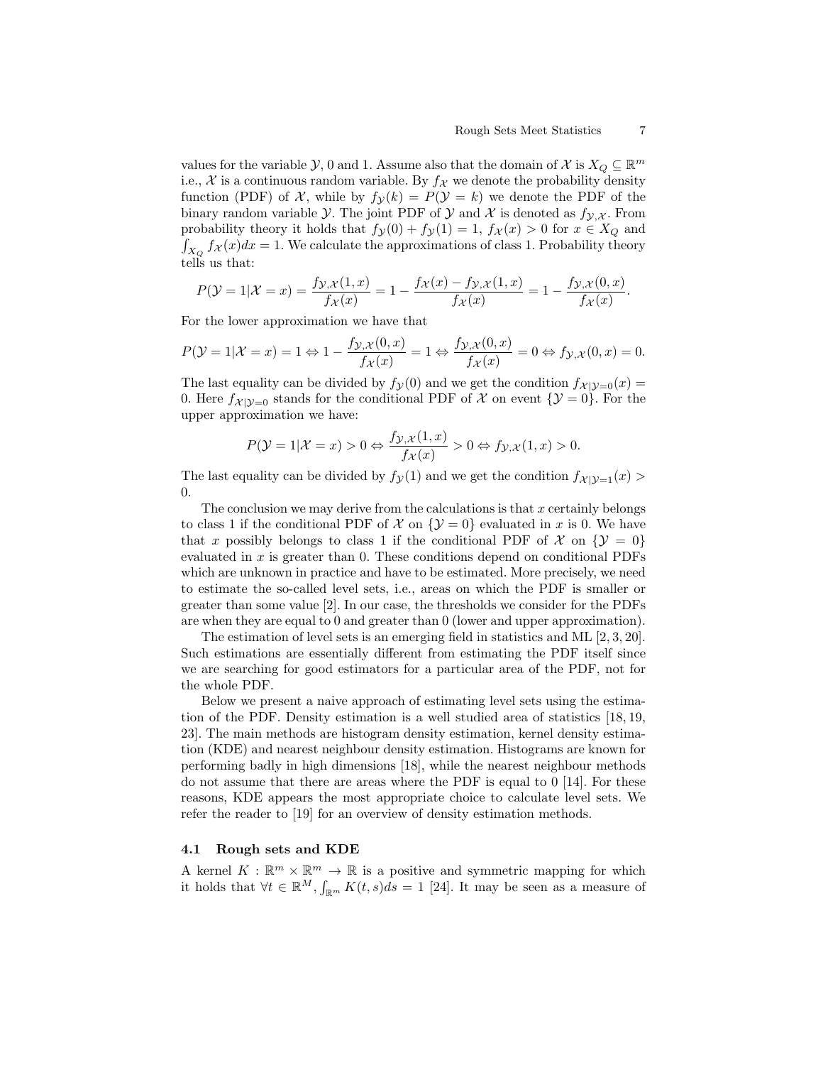values for the variable $\mathcal{Y}$, 0 and 1. Assume also that the domain of $\mathcal{X}$ is $X_Q \subseteq \mathbb{R}^m$ i.e., $\mathcal{X}$ is a continuous random variable. By $f_\mathcal{X}$ we denote the probability density function (PDF) of $\mathcal{X}$, while by $f_\mathcal{Y}(k) = P(\mathcal{Y} = k)$ we denote the PDF of the binary random variable $\mathcal{Y}$. The joint PDF of $\mathcal{Y}$ and $\mathcal{X}$ is denoted as $f_{\mathcal{Y},\mathcal{X}}$. From probability theory it holds that $f_\mathcal{Y}(0) + f_\mathcal{Y}(1) = 1$, $f_\mathcal{X}(x) > 0$ for $x \in X_Q$ and $\int_{X_Q} f_\mathcal{X}(x)dx = 1$. We calculate the approximations of class 1. Probability theory tells us that:

$$P(\mathcal{Y} = 1|\mathcal{X} = x) = \frac{f_{\mathcal{Y},\mathcal{X}}(1,x)}{f_\mathcal{X}(x)} = 1 - \frac{f_\mathcal{X}(x) - f_{\mathcal{Y},\mathcal{X}}(1,x)}{f_\mathcal{X}(x)} = 1 - \frac{f_{\mathcal{Y},\mathcal{X}}(0,x)}{f_\mathcal{X}(x)}.$$

For the lower approximation we have that

$$P(\mathcal{Y} = 1|\mathcal{X} = x) = 1 \Leftrightarrow 1 - \frac{f_{\mathcal{Y},\mathcal{X}}(0,x)}{f_\mathcal{X}(x)} = 1 \Leftrightarrow \frac{f_{\mathcal{Y},\mathcal{X}}(0,x)}{f_\mathcal{X}(x)} = 0 \Leftrightarrow f_{\mathcal{Y},\mathcal{X}}(0,x) = 0.$$

The last equality can be divided by $f_\mathcal{Y}(0)$ and we get the condition $f_{\mathcal{X}|\mathcal{Y}=0}(x) = 0$. Here $f_{\mathcal{X}|\mathcal{Y}=0}$ stands for the conditional PDF of $\mathcal{X}$ on event $\{\mathcal{Y} = 0\}$. For the upper approximation we have:

$$P(\mathcal{Y} = 1|\mathcal{X} = x) > 0 \Leftrightarrow \frac{f_{\mathcal{Y},\mathcal{X}}(1,x)}{f_\mathcal{X}(x)} > 0 \Leftrightarrow f_{\mathcal{Y},\mathcal{X}}(1,x) > 0.$$

The last equality can be divided by $f_\mathcal{Y}(1)$ and we get the condition $f_{\mathcal{X}|\mathcal{Y}=1}(x) > 0$.

The conclusion we may derive from the calculations is that $x$ certainly belongs to class 1 if the conditional PDF of $\mathcal{X}$ on $\{\mathcal{Y} = 0\}$ evaluated in $x$ is 0. We have that $x$ possibly belongs to class 1 if the conditional PDF of $\mathcal{X}$ on $\{\mathcal{Y} = 0\}$ evaluated in $x$ is greater than 0. These conditions depend on conditional PDFs which are unknown in practice and have to be estimated. More precisely, we need to estimate the so-called level sets, i.e., areas on which the PDF is smaller or greater than some value [2]. In our case, the thresholds we consider for the PDFs are when they are equal to 0 and greater than 0 (lower and upper approximation).

The estimation of level sets is an emerging field in statistics and ML [2, 3, 20]. Such estimations are essentially different from estimating the PDF itself since we are searching for good estimators for a particular area of the PDF, not for the whole PDF.

Below we present a naive approach of estimating level sets using the estimation of the PDF. Density estimation is a well studied area of statistics [18, 19, 23]. The main methods are histogram density estimation, kernel density estimation (KDE) and nearest neighbour density estimation. Histograms are known for performing badly in high dimensions [18], while the nearest neighbour methods do not assume that there are areas where the PDF is equal to 0 [14]. For these reasons, KDE appears the most appropriate choice to calculate level sets. We refer the reader to [19] for an overview of density estimation methods.

### 4.1 Rough sets and KDE

A kernel $K : \mathbb{R}^m \times \mathbb{R}^m \to \mathbb{R}$ is a positive and symmetric mapping for which it holds that $\forall t \in \mathbb{R}^M, \int_{\mathbb{R}^m} K(t,s)ds = 1$ [24]. It may be seen as a measure of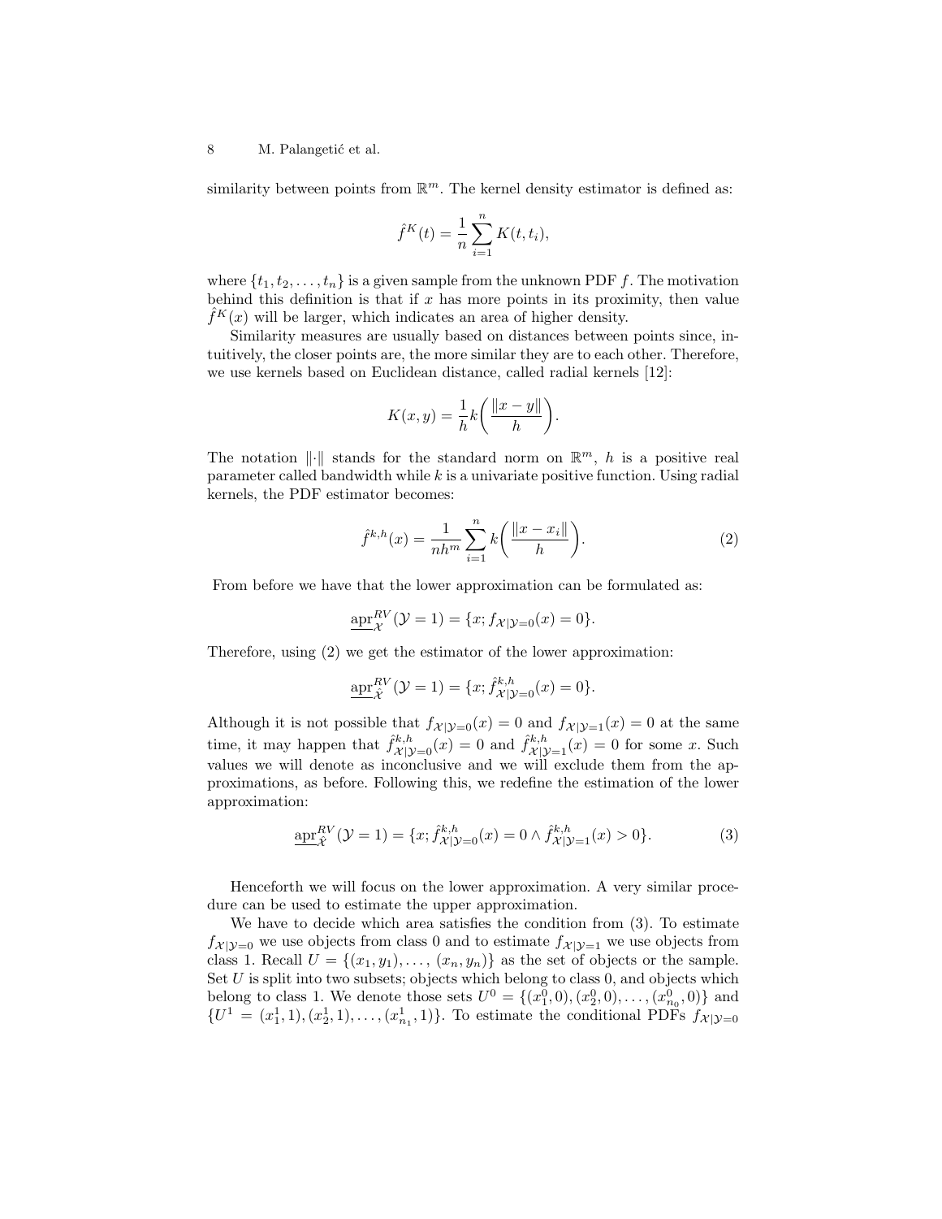similarity between points from $\mathbb{R}^m$. The kernel density estimator is defined as:

$$\hat{f}^K(t) = \frac{1}{n} \sum_{i=1}^{n} K(t, t_i),$$

where $\{t_1, t_2, \ldots, t_n\}$ is a given sample from the unknown PDF $f$. The motivation behind this definition is that if $x$ has more points in its proximity, then value $\hat{f}^K(x)$ will be larger, which indicates an area of higher density.

Similarity measures are usually based on distances between points since, intuitively, the closer points are, the more similar they are to each other. Therefore, we use kernels based on Euclidean distance, called radial kernels [12]:

$$K(x, y) = \frac{1}{h} k\bigg(\frac{\|x - y\|}{h}\bigg).$$

The notation $\|\cdot\|$ stands for the standard norm on $\mathbb{R}^m$, $h$ is a positive real parameter called bandwidth while $k$ is a univariate positive function. Using radial kernels, the PDF estimator becomes:

$$\hat{f}^{k,h}(x) = \frac{1}{nh^m} \sum_{i=1}^{n} k\bigg(\frac{\|x - x_i\|}{h}\bigg). \tag{2}$$

From before we have that the lower approximation can be formulated as:

$$\underline{\text{apr}}^{RV}_{\mathcal{X}}(\mathcal{Y} = 1) = \{x; f_{\mathcal{X}|\mathcal{Y}=0}(x) = 0\}.$$

Therefore, using (2) we get the estimator of the lower approximation:

$$\underline{\text{apr}}^{RV}_{\hat{\mathcal{X}}}(\mathcal{Y} = 1) = \{x; \hat{f}^{k,h}_{\mathcal{X}|\mathcal{Y}=0}(x) = 0\}.$$

Although it is not possible that $f_{\mathcal{X}|\mathcal{Y}=0}(x) = 0$ and $f_{\mathcal{X}|\mathcal{Y}=1}(x) = 0$ at the same time, it may happen that $\hat{f}^{k,h}_{\mathcal{X}|\mathcal{Y}=0}(x) = 0$ and $\hat{f}^{k,h}_{\mathcal{X}|\mathcal{Y}=1}(x) = 0$ for some $x$. Such values we will denote as inconclusive and we will exclude them from the approximations, as before. Following this, we redefine the estimation of the lower approximation:

$$\underline{\text{apr}}^{RV}_{\hat{\mathcal{X}}}(\mathcal{Y} = 1) = \{x; \hat{f}^{k,h}_{\mathcal{X}|\mathcal{Y}=0}(x) = 0 \wedge \hat{f}^{k,h}_{\mathcal{X}|\mathcal{Y}=1}(x) > 0\}. \tag{3}$$

Henceforth we will focus on the lower approximation. A very similar procedure can be used to estimate the upper approximation.

We have to decide which area satisfies the condition from (3). To estimate $f_{\mathcal{X}|\mathcal{Y}=0}$ we use objects from class 0 and to estimate $f_{\mathcal{X}|\mathcal{Y}=1}$ we use objects from class 1. Recall $U = \{(x_1, y_1), \ldots, (x_n, y_n)\}$ as the set of objects or the sample. Set $U$ is split into two subsets; objects which belong to class 0, and objects which belong to class 1. We denote those sets $U^0 = \{(x^0_1, 0), (x^0_2, 0), \ldots, (x^0_{n_0}, 0)\}$ and $\{U^1 = (x^1_1, 1), (x^1_2, 1), \ldots, (x^1_{n_1}, 1)\}$. To estimate the conditional PDFs $f_{\mathcal{X}|\mathcal{Y}=0}$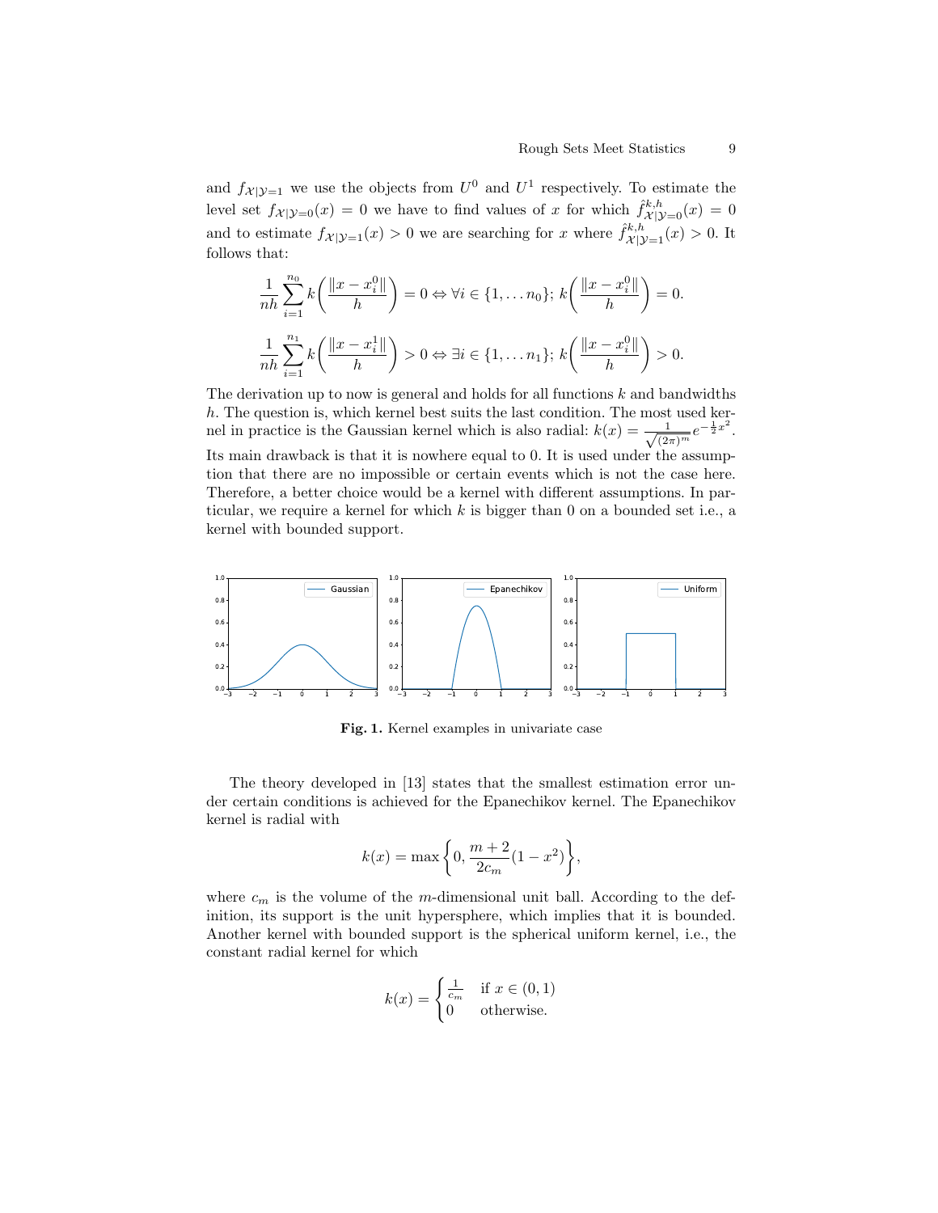and $f_{\mathcal{X}|\mathcal{Y}=1}$ we use the objects from $U^0$ and $U^1$ respectively. To estimate the level set $f_{\mathcal{X}|\mathcal{Y}=0}(x) = 0$ we have to find values of $x$ for which $\hat{f}^{k,h}_{\mathcal{X}|\mathcal{Y}=0}(x) = 0$ and to estimate $f_{\mathcal{X}|\mathcal{Y}=1}(x) > 0$ we are searching for $x$ where $\hat{f}^{k,h}_{\mathcal{X}|\mathcal{Y}=1}(x) > 0$. It follows that:

$$\frac{1}{nh}\sum_{i=1}^{n_0} k\bigg(\frac{\|x - x_i^0\|}{h}\bigg) = 0 \Leftrightarrow \forall i \in \{1, \dots n_0\};\ k\bigg(\frac{\|x - x_i^0\|}{h}\bigg) = 0.$$

$$\frac{1}{nh}\sum_{i=1}^{n_1} k\bigg(\frac{\|x - x_i^1\|}{h}\bigg) > 0 \Leftrightarrow \exists i \in \{1, \dots n_1\};\ k\bigg(\frac{\|x - x_i^0\|}{h}\bigg) > 0.$$

The derivation up to now is general and holds for all functions $k$ and bandwidths $h$. The question is, which kernel best suits the last condition. The most used kernel in practice is the Gaussian kernel which is also radial: $k(x) = \frac{1}{\sqrt{(2\pi)^m}} e^{-\frac{1}{2}x^2}$. Its main drawback is that it is nowhere equal to 0. It is used under the assumption that there are no impossible or certain events which is not the case here. Therefore, a better choice would be a kernel with different assumptions. In particular, we require a kernel for which $k$ is bigger than 0 on a bounded set i.e., a kernel with bounded support.

**Fig. 1.** Kernel examples in univariate case

The theory developed in [13] states that the smallest estimation error under certain conditions is achieved for the Epanechikov kernel. The Epanechikov kernel is radial with

$$k(x) = \max\bigg\{0, \frac{m+2}{2c_m}(1 - x^2)\bigg\},$$

where $c_m$ is the volume of the $m$-dimensional unit ball. According to the definition, its support is the unit hypersphere, which implies that it is bounded. Another kernel with bounded support is the spherical uniform kernel, i.e., the constant radial kernel for which

$$k(x) = \begin{cases} \frac{1}{c_m} & \text{if } x \in (0, 1) \\ 0 & \text{otherwise.} \end{cases}$$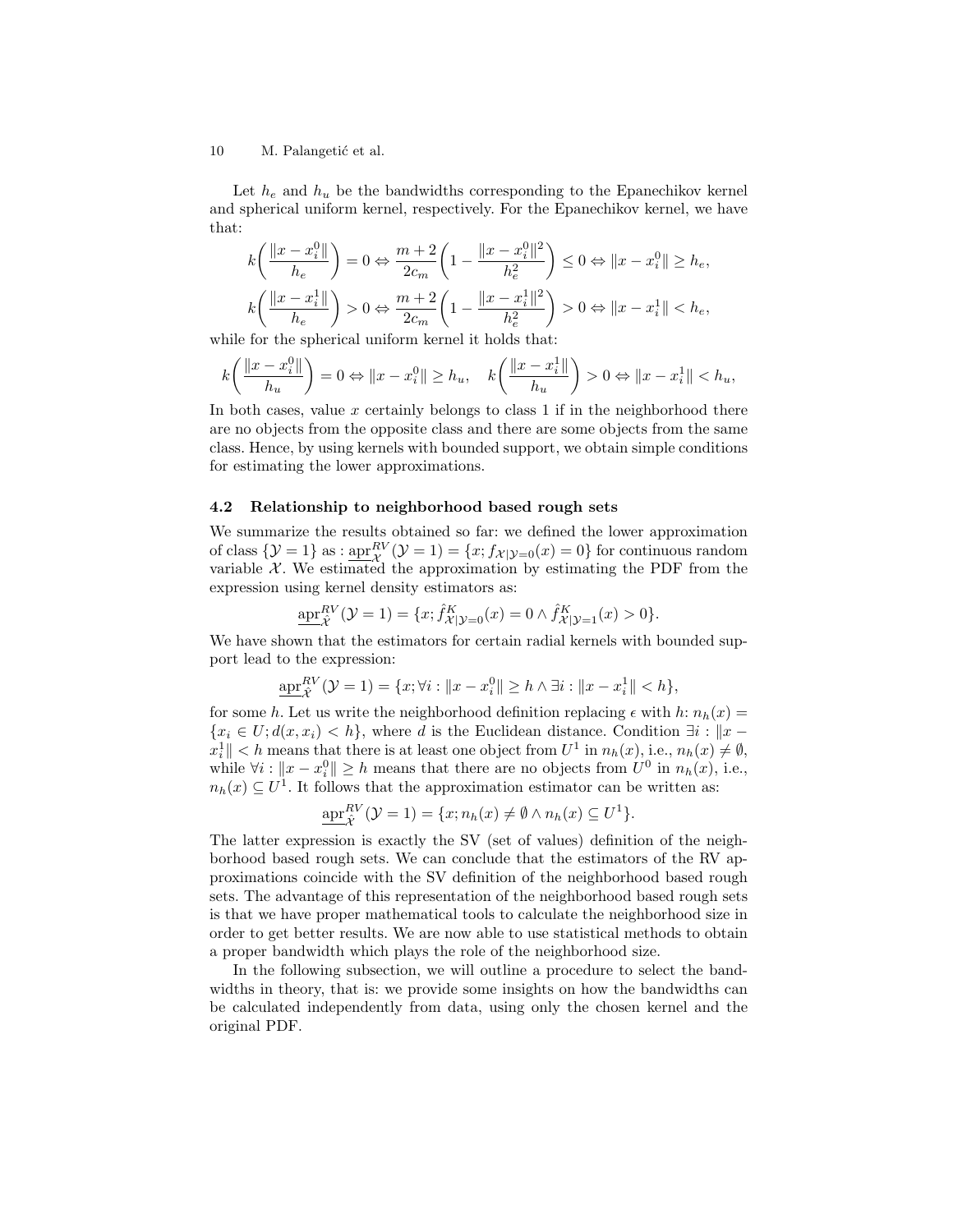Let $h_e$ and $h_u$ be the bandwidths corresponding to the Epanechikov kernel and spherical uniform kernel, respectively. For the Epanechikov kernel, we have that:

$$k\bigg(\frac{\|x - x_i^0\|}{h_e}\bigg) = 0 \Leftrightarrow \frac{m+2}{2c_m}\bigg(1 - \frac{\|x - x_i^0\|^2}{h_e^2}\bigg) \leq 0 \Leftrightarrow \|x - x_i^0\| \geq h_e,$$

$$k\bigg(\frac{\|x - x_i^1\|}{h_e}\bigg) > 0 \Leftrightarrow \frac{m+2}{2c_m}\bigg(1 - \frac{\|x - x_i^1\|^2}{h_e^2}\bigg) > 0 \Leftrightarrow \|x - x_i^1\| < h_e,$$

while for the spherical uniform kernel it holds that:

$$k\bigg(\frac{\|x - x_i^0\|}{h_u}\bigg) = 0 \Leftrightarrow \|x - x_i^0\| \geq h_u, \quad k\bigg(\frac{\|x - x_i^1\|}{h_u}\bigg) > 0 \Leftrightarrow \|x - x_i^1\| < h_u,$$

In both cases, value $x$ certainly belongs to class 1 if in the neighborhood there are no objects from the opposite class and there are some objects from the same class. Hence, by using kernels with bounded support, we obtain simple conditions for estimating the lower approximations.

### 4.2 Relationship to neighborhood based rough sets

We summarize the results obtained so far: we defined the lower approximation of class $\{\mathcal{Y} = 1\}$ as : $\underline{\text{apr}}_{\mathcal{X}}^{RV}(\mathcal{Y} = 1) = \{x; f_{\mathcal{X}|\mathcal{Y}=0}(x) = 0\}$ for continuous random variable $\mathcal{X}$. We estimated the approximation by estimating the PDF from the expression using kernel density estimators as:

$$\underline{\text{apr}}_{\hat{\mathcal{X}}}^{RV}(\mathcal{Y} = 1) = \{x; \hat{f}_{\mathcal{X}|\mathcal{Y}=0}^{K}(x) = 0 \wedge \hat{f}_{\mathcal{X}|\mathcal{Y}=1}^{K}(x) > 0\}.$$

We have shown that the estimators for certain radial kernels with bounded support lead to the expression:

$$\underline{\text{apr}}_{\hat{\mathcal{X}}}^{RV}(\mathcal{Y} = 1) = \{x; \forall i : \|x - x_i^0\| \geq h \wedge \exists i : \|x - x_i^1\| < h\},$$

for some $h$. Let us write the neighborhood definition replacing $\epsilon$ with $h$: $n_h(x) = \{x_i \in U; d(x, x_i) < h\}$, where $d$ is the Euclidean distance. Condition $\exists i : \|x - x_i^1\| < h$ means that there is at least one object from $U^1$ in $n_h(x)$, i.e., $n_h(x) \neq \emptyset$, while $\forall i : \|x - x_i^0\| \geq h$ means that there are no objects from $U^0$ in $n_h(x)$, i.e., $n_h(x) \subseteq U^1$. It follows that the approximation estimator can be written as:

$$\underline{\text{apr}}_{\hat{\mathcal{X}}}^{RV}(\mathcal{Y} = 1) = \{x; n_h(x) \neq \emptyset \wedge n_h(x) \subseteq U^1\}.$$

The latter expression is exactly the SV (set of values) definition of the neighborhood based rough sets. We can conclude that the estimators of the RV approximations coincide with the SV definition of the neighborhood based rough sets. The advantage of this representation of the neighborhood based rough sets is that we have proper mathematical tools to calculate the neighborhood size in order to get better results. We are now able to use statistical methods to obtain a proper bandwidth which plays the role of the neighborhood size.

In the following subsection, we will outline a procedure to select the bandwidths in theory, that is: we provide some insights on how the bandwidths can be calculated independently from data, using only the chosen kernel and the original PDF.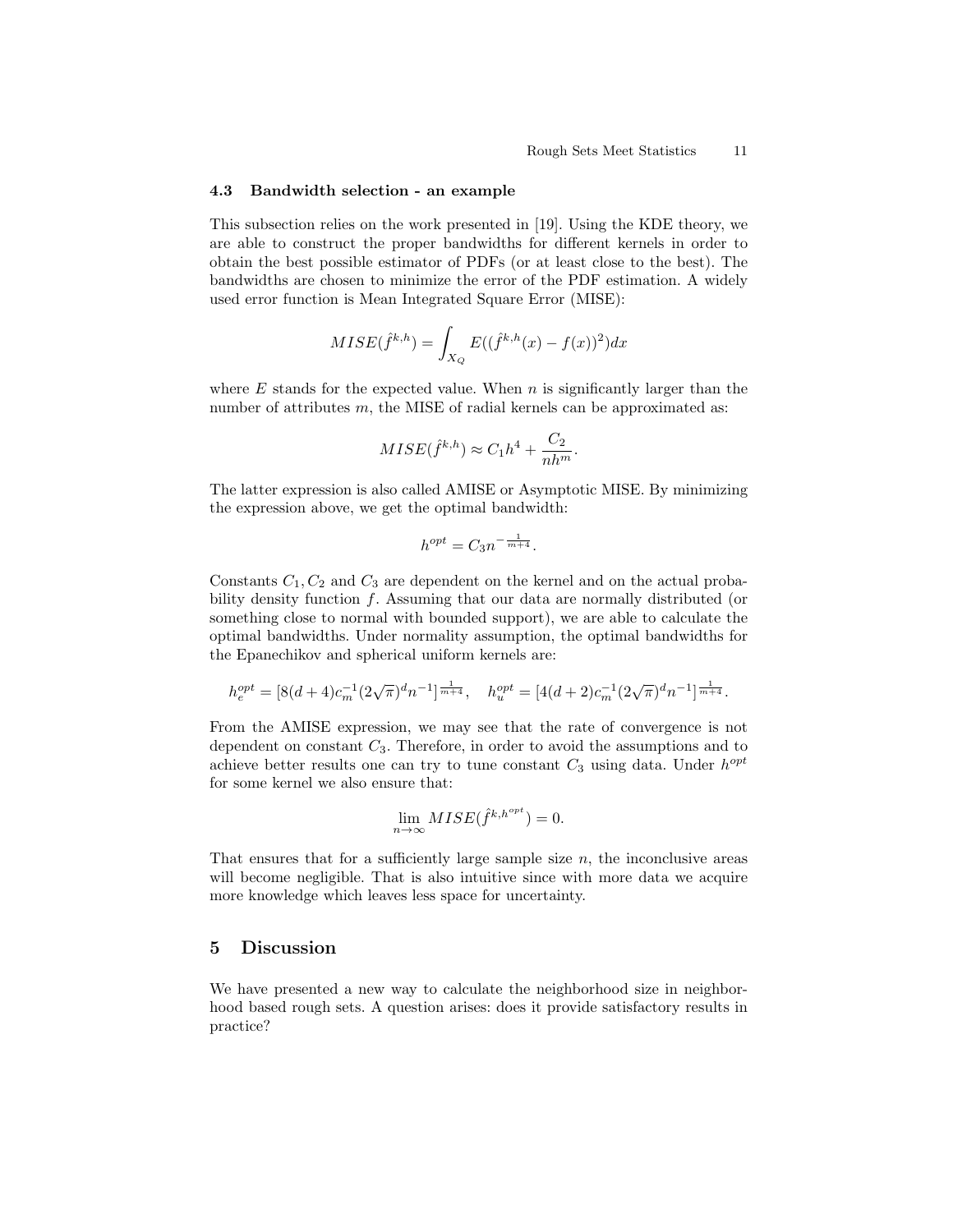### 4.3 Bandwidth selection - an example

This subsection relies on the work presented in [19]. Using the KDE theory, we are able to construct the proper bandwidths for different kernels in order to obtain the best possible estimator of PDFs (or at least close to the best). The bandwidths are chosen to minimize the error of the PDF estimation. A widely used error function is Mean Integrated Square Error (MISE):

$$MISE(\hat{f}^{k,h}) = \int_{X_Q} E((\hat{f}^{k,h}(x) - f(x))^2)dx$$

where $E$ stands for the expected value. When $n$ is significantly larger than the number of attributes $m$, the MISE of radial kernels can be approximated as:

$$MISE(\hat{f}^{k,h}) \approx C_1 h^4 + \frac{C_2}{nh^m}.$$

The latter expression is also called AMISE or Asymptotic MISE. By minimizing the expression above, we get the optimal bandwidth:

$$h^{opt} = C_3 n^{-\frac{1}{m+4}}.$$

Constants $C_1, C_2$ and $C_3$ are dependent on the kernel and on the actual probability density function $f$. Assuming that our data are normally distributed (or something close to normal with bounded support), we are able to calculate the optimal bandwidths. Under normality assumption, the optimal bandwidths for the Epanechikov and spherical uniform kernels are:

$$h_e^{opt} = [8(d+4)c_m^{-1}(2\sqrt{\pi})^d n^{-1}]^{\frac{1}{m+4}}, \quad h_u^{opt} = [4(d+2)c_m^{-1}(2\sqrt{\pi})^d n^{-1}]^{\frac{1}{m+4}}.$$

From the AMISE expression, we may see that the rate of convergence is not dependent on constant $C_3$. Therefore, in order to avoid the assumptions and to achieve better results one can try to tune constant $C_3$ using data. Under $h^{opt}$ for some kernel we also ensure that:

$$\lim_{n\to\infty} MISE(\hat{f}^{k,h^{opt}}) = 0.$$

That ensures that for a sufficiently large sample size $n$, the inconclusive areas will become negligible. That is also intuitive since with more data we acquire more knowledge which leaves less space for uncertainty.

## 5 Discussion

We have presented a new way to calculate the neighborhood size in neighborhood based rough sets. A question arises: does it provide satisfactory results in practice?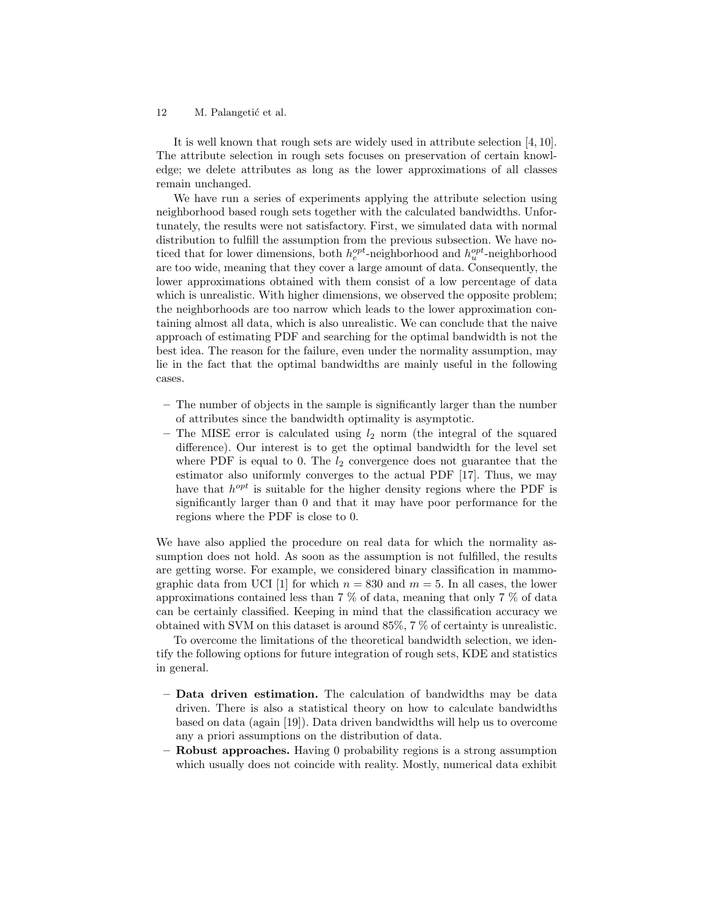It is well known that rough sets are widely used in attribute selection [4, 10]. The attribute selection in rough sets focuses on preservation of certain knowledge; we delete attributes as long as the lower approximations of all classes remain unchanged.

We have run a series of experiments applying the attribute selection using neighborhood based rough sets together with the calculated bandwidths. Unfortunately, the results were not satisfactory. First, we simulated data with normal distribution to fulfill the assumption from the previous subsection. We have noticed that for lower dimensions, both $h_e^{opt}$-neighborhood and $h_u^{opt}$-neighborhood are too wide, meaning that they cover a large amount of data. Consequently, the lower approximations obtained with them consist of a low percentage of data which is unrealistic. With higher dimensions, we observed the opposite problem; the neighborhoods are too narrow which leads to the lower approximation containing almost all data, which is also unrealistic. We can conclude that the naive approach of estimating PDF and searching for the optimal bandwidth is not the best idea. The reason for the failure, even under the normality assumption, may lie in the fact that the optimal bandwidths are mainly useful in the following cases.

- The number of objects in the sample is significantly larger than the number of attributes since the bandwidth optimality is asymptotic.
- The MISE error is calculated using $l_2$ norm (the integral of the squared difference). Our interest is to get the optimal bandwidth for the level set where PDF is equal to 0. The $l_2$ convergence does not guarantee that the estimator also uniformly converges to the actual PDF [17]. Thus, we may have that $h^{opt}$ is suitable for the higher density regions where the PDF is significantly larger than 0 and that it may have poor performance for the regions where the PDF is close to 0.

We have also applied the procedure on real data for which the normality assumption does not hold. As soon as the assumption is not fulfilled, the results are getting worse. For example, we considered binary classification in mammographic data from UCI [1] for which $n = 830$ and $m = 5$. In all cases, the lower approximations contained less than 7 % of data, meaning that only 7 % of data can be certainly classified. Keeping in mind that the classification accuracy we obtained with SVM on this dataset is around 85%, 7 % of certainty is unrealistic.

To overcome the limitations of the theoretical bandwidth selection, we identify the following options for future integration of rough sets, KDE and statistics in general.

- **Data driven estimation.** The calculation of bandwidths may be data driven. There is also a statistical theory on how to calculate bandwidths based on data (again [19]). Data driven bandwidths will help us to overcome any a priori assumptions on the distribution of data.
- **Robust approaches.** Having 0 probability regions is a strong assumption which usually does not coincide with reality. Mostly, numerical data exhibit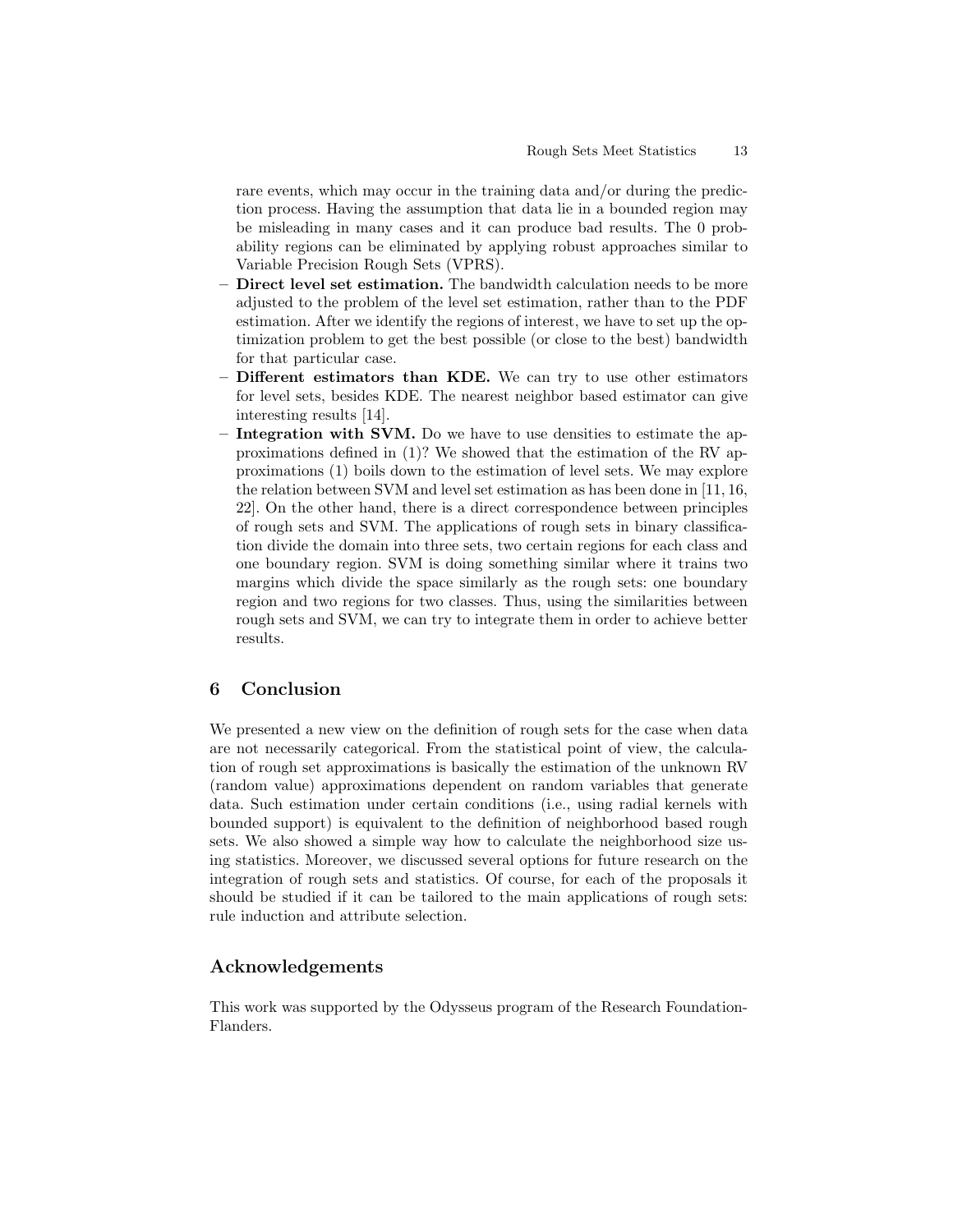rare events, which may occur in the training data and/or during the prediction process. Having the assumption that data lie in a bounded region may be misleading in many cases and it can produce bad results. The 0 probability regions can be eliminated by applying robust approaches similar to Variable Precision Rough Sets (VPRS).

- **Direct level set estimation.** The bandwidth calculation needs to be more adjusted to the problem of the level set estimation, rather than to the PDF estimation. After we identify the regions of interest, we have to set up the optimization problem to get the best possible (or close to the best) bandwidth for that particular case.
- **Different estimators than KDE.** We can try to use other estimators for level sets, besides KDE. The nearest neighbor based estimator can give interesting results [14].
- **Integration with SVM.** Do we have to use densities to estimate the approximations defined in (1)? We showed that the estimation of the RV approximations (1) boils down to the estimation of level sets. We may explore the relation between SVM and level set estimation as has been done in [11, 16, 22]. On the other hand, there is a direct correspondence between principles of rough sets and SVM. The applications of rough sets in binary classification divide the domain into three sets, two certain regions for each class and one boundary region. SVM is doing something similar where it trains two margins which divide the space similarly as the rough sets: one boundary region and two regions for two classes. Thus, using the similarities between rough sets and SVM, we can try to integrate them in order to achieve better results.

## 6 Conclusion

We presented a new view on the definition of rough sets for the case when data are not necessarily categorical. From the statistical point of view, the calculation of rough set approximations is basically the estimation of the unknown RV (random value) approximations dependent on random variables that generate data. Such estimation under certain conditions (i.e., using radial kernels with bounded support) is equivalent to the definition of neighborhood based rough sets. We also showed a simple way how to calculate the neighborhood size using statistics. Moreover, we discussed several options for future research on the integration of rough sets and statistics. Of course, for each of the proposals it should be studied if it can be tailored to the main applications of rough sets: rule induction and attribute selection.

## Acknowledgements

This work was supported by the Odysseus program of the Research Foundation-Flanders.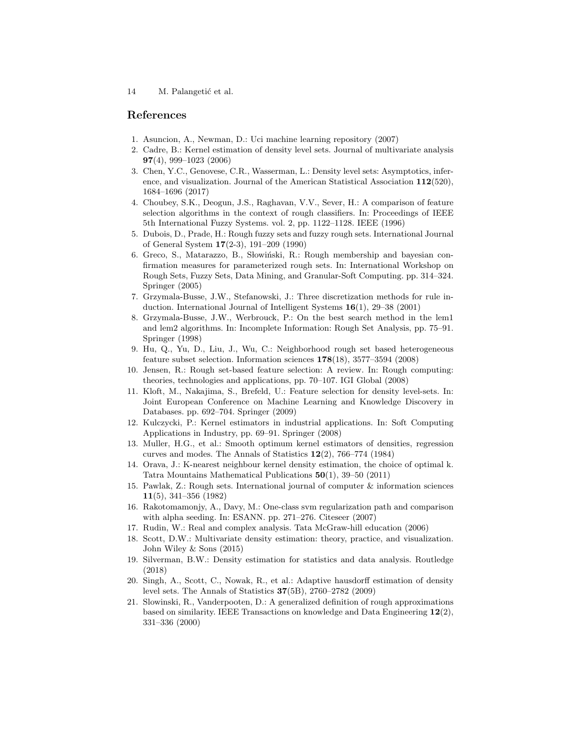## References

1. Asuncion, A., Newman, D.: Uci machine learning repository (2007)
2. Cadre, B.: Kernel estimation of density level sets. Journal of multivariate analysis **97**(4), 999–1023 (2006)
3. Chen, Y.C., Genovese, C.R., Wasserman, L.: Density level sets: Asymptotics, inference, and visualization. Journal of the American Statistical Association **112**(520), 1684–1696 (2017)
4. Choubey, S.K., Deogun, J.S., Raghavan, V.V., Sever, H.: A comparison of feature selection algorithms in the context of rough classifiers. In: Proceedings of IEEE 5th International Fuzzy Systems. vol. 2, pp. 1122–1128. IEEE (1996)
5. Dubois, D., Prade, H.: Rough fuzzy sets and fuzzy rough sets. International Journal of General System **17**(2-3), 191–209 (1990)
6. Greco, S., Matarazzo, B., Słowiński, R.: Rough membership and bayesian confirmation measures for parameterized rough sets. In: International Workshop on Rough Sets, Fuzzy Sets, Data Mining, and Granular-Soft Computing. pp. 314–324. Springer (2005)
7. Grzymala-Busse, J.W., Stefanowski, J.: Three discretization methods for rule induction. International Journal of Intelligent Systems **16**(1), 29–38 (2001)
8. Grzymala-Busse, J.W., Werbrouck, P.: On the best search method in the lem1 and lem2 algorithms. In: Incomplete Information: Rough Set Analysis, pp. 75–91. Springer (1998)
9. Hu, Q., Yu, D., Liu, J., Wu, C.: Neighborhood rough set based heterogeneous feature subset selection. Information sciences **178**(18), 3577–3594 (2008)
10. Jensen, R.: Rough set-based feature selection: A review. In: Rough computing: theories, technologies and applications, pp. 70–107. IGI Global (2008)
11. Kloft, M., Nakajima, S., Brefeld, U.: Feature selection for density level-sets. In: Joint European Conference on Machine Learning and Knowledge Discovery in Databases. pp. 692–704. Springer (2009)
12. Kulczycki, P.: Kernel estimators in industrial applications. In: Soft Computing Applications in Industry, pp. 69–91. Springer (2008)
13. Muller, H.G., et al.: Smooth optimum kernel estimators of densities, regression curves and modes. The Annals of Statistics **12**(2), 766–774 (1984)
14. Orava, J.: K-nearest neighbour kernel density estimation, the choice of optimal k. Tatra Mountains Mathematical Publications **50**(1), 39–50 (2011)
15. Pawlak, Z.: Rough sets. International journal of computer & information sciences **11**(5), 341–356 (1982)
16. Rakotomamonjy, A., Davy, M.: One-class svm regularization path and comparison with alpha seeding. In: ESANN. pp. 271–276. Citeseer (2007)
17. Rudin, W.: Real and complex analysis. Tata McGraw-hill education (2006)
18. Scott, D.W.: Multivariate density estimation: theory, practice, and visualization. John Wiley & Sons (2015)
19. Silverman, B.W.: Density estimation for statistics and data analysis. Routledge (2018)
20. Singh, A., Scott, C., Nowak, R., et al.: Adaptive hausdorff estimation of density level sets. The Annals of Statistics **37**(5B), 2760–2782 (2009)
21. Slowinski, R., Vanderpooten, D.: A generalized definition of rough approximations based on similarity. IEEE Transactions on knowledge and Data Engineering **12**(2), 331–336 (2000)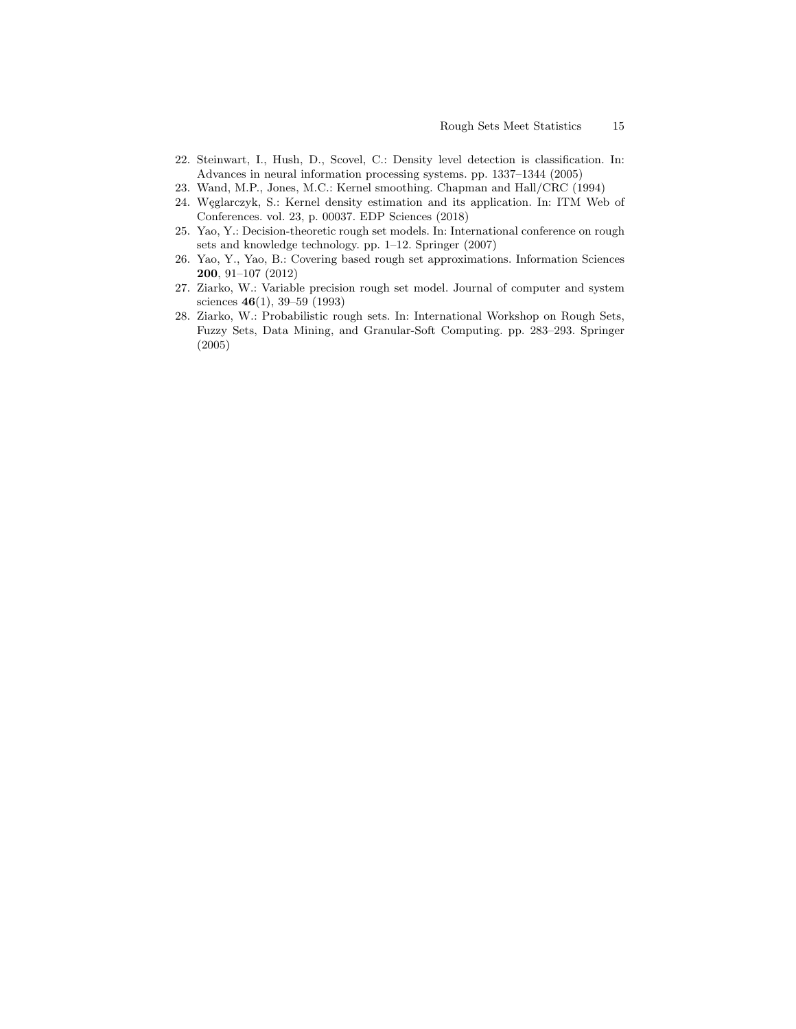22. Steinwart, I., Hush, D., Scovel, C.: Density level detection is classification. In: Advances in neural information processing systems. pp. 1337–1344 (2005)
23. Wand, M.P., Jones, M.C.: Kernel smoothing. Chapman and Hall/CRC (1994)
24. Węglarczyk, S.: Kernel density estimation and its application. In: ITM Web of Conferences. vol. 23, p. 00037. EDP Sciences (2018)
25. Yao, Y.: Decision-theoretic rough set models. In: International conference on rough sets and knowledge technology. pp. 1–12. Springer (2007)
26. Yao, Y., Yao, B.: Covering based rough set approximations. Information Sciences **200**, 91–107 (2012)
27. Ziarko, W.: Variable precision rough set model. Journal of computer and system sciences **46**(1), 39–59 (1993)
28. Ziarko, W.: Probabilistic rough sets. In: International Workshop on Rough Sets, Fuzzy Sets, Data Mining, and Granular-Soft Computing. pp. 283–293. Springer (2005)